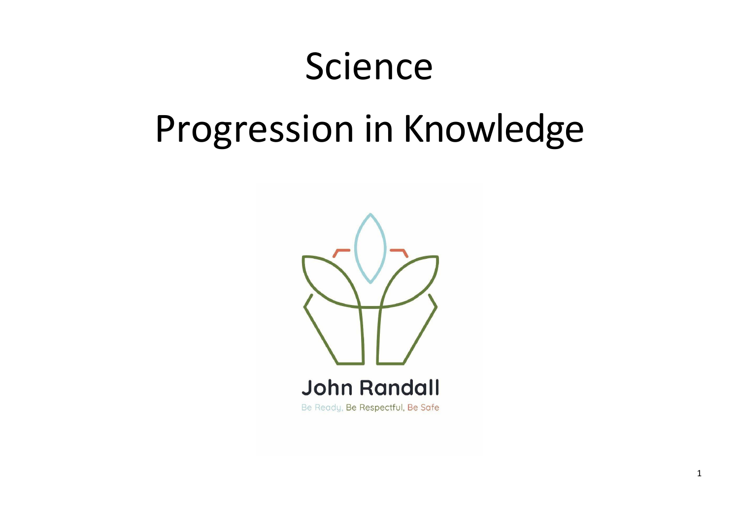# Science

# Progression in Knowledge

John Randall

Be Ready, Be Respectful, Be Safe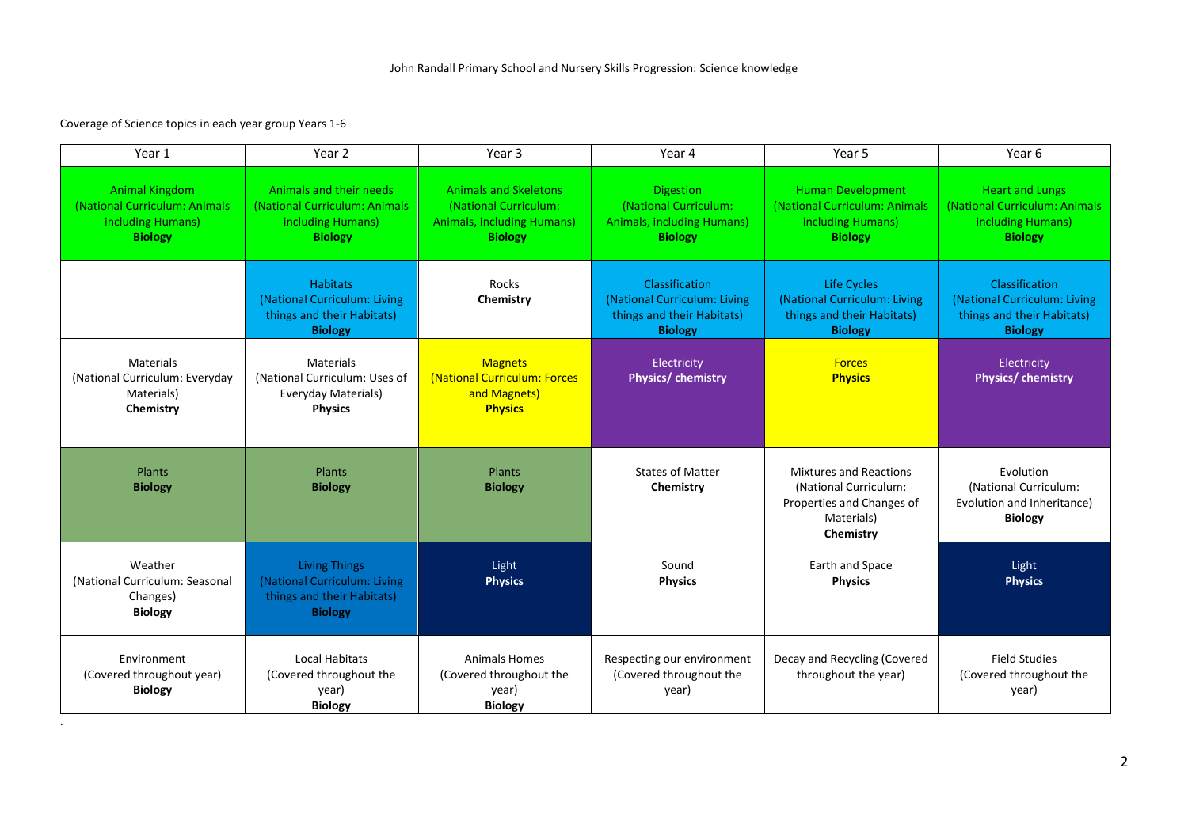John Randall Primary School and Nursery Skills Progression: Science knowledge

Coverage of Science topics in each year group Years 1-6

| Year 1 | Year 2 | Year 3 | Year 4 | Year 5 | Year 6 |
|---|---|---|---|---|---|
| Animal Kingdom (National Curriculum: Animals including Humans) **Biology** | Animals and their needs (National Curriculum: Animals including Humans) **Biology** | Animals and Skeletons (National Curriculum: Animals, including Humans) **Biology** | Digestion (National Curriculum: Animals, including Humans) **Biology** | Human Development (National Curriculum: Animals including Humans) **Biology** | Heart and Lungs (National Curriculum: Animals including Humans) **Biology** |
| | Habitats (National Curriculum: Living things and their Habitats) **Biology** | Rocks **Chemistry** | Classification (National Curriculum: Living things and their Habitats) **Biology** | Life Cycles (National Curriculum: Living things and their Habitats) **Biology** | Classification (National Curriculum: Living things and their Habitats) **Biology** |
| Materials (National Curriculum: Everyday Materials) **Chemistry** | Materials (National Curriculum: Uses of Everyday Materials) **Physics** | Magnets (National Curriculum: Forces and Magnets) **Physics** | Electricity **Physics/ chemistry** | Forces **Physics** | Electricity **Physics/ chemistry** |
| Plants **Biology** | Plants **Biology** | Plants **Biology** | States of Matter **Chemistry** | Mixtures and Reactions (National Curriculum: Properties and Changes of Materials) **Chemistry** | Evolution (National Curriculum: Evolution and Inheritance) **Biology** |
| Weather (National Curriculum: Seasonal Changes) **Biology** | Living Things (National Curriculum: Living things and their Habitats) **Biology** | Light **Physics** | Sound **Physics** | Earth and Space **Physics** | Light **Physics** |
| Environment (Covered throughout year) **Biology** | Local Habitats (Covered throughout the year) **Biology** | Animals Homes (Covered throughout the year) **Biology** | Respecting our environment (Covered throughout the year) | Decay and Recycling (Covered throughout the year) | Field Studies (Covered throughout the year) |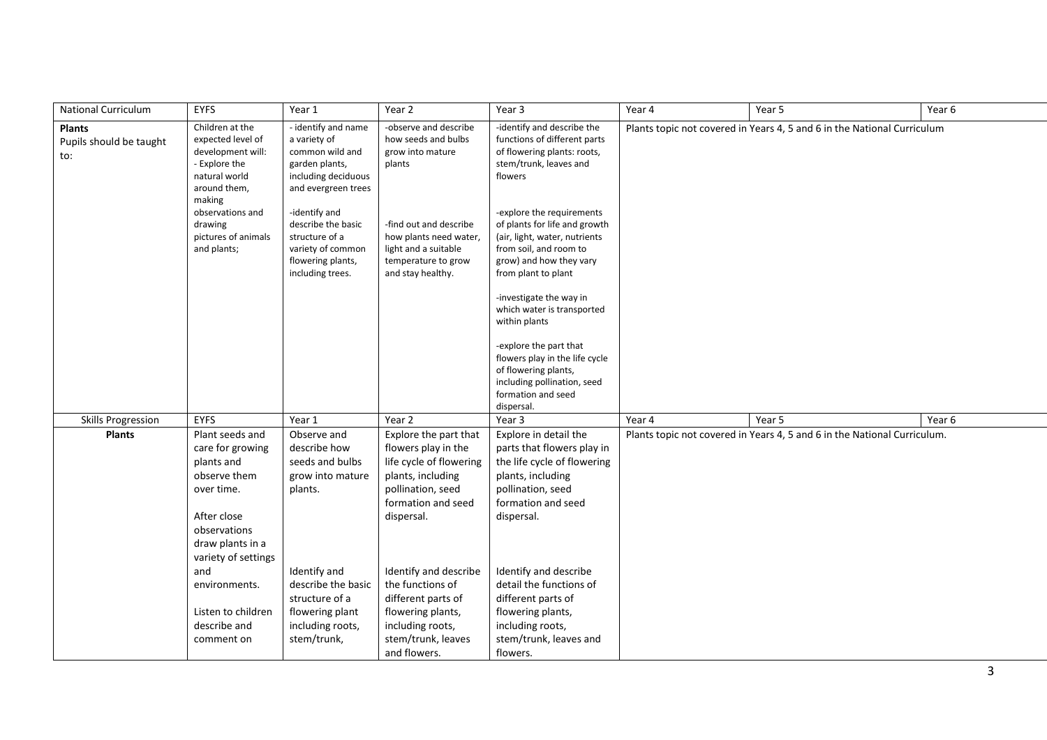| National Curriculum | EYFS | Year 1 | Year 2 | Year 3 | Year 4 | Year 5 | Year 6 |
|---|---|---|---|---|---|---|---|
| **Plants** Pupils should be taught to: | Children at the expected level of development will: - Explore the natural world around them, making observations and drawing pictures of animals and plants; | - identify and name a variety of common wild and garden plants, including deciduous and evergreen trees<br><br>-identify and describe the basic structure of a variety of common flowering plants, including trees. | -observe and describe how seeds and bulbs grow into mature plants<br><br>-find out and describe how plants need water, light and a suitable temperature to grow and stay healthy. | -identify and describe the functions of different parts of flowering plants: roots, stem/trunk, leaves and flowers<br><br>-explore the requirements of plants for life and growth (air, light, water, nutrients from soil, and room to grow) and how they vary from plant to plant<br><br>-investigate the way in which water is transported within plants<br><br>-explore the part that flowers play in the life cycle of flowering plants, including pollination, seed formation and seed dispersal. | Plants topic not covered in Years 4, 5 and 6 in the National Curriculum | | |
| Skills Progression | EYFS | Year 1 | Year 2 | Year 3 | Year 4 | Year 5 | Year 6 |
| **Plants** | Plant seeds and care for growing plants and observe them over time.<br><br>After close observations draw plants in a variety of settings and environments.<br><br>Listen to children describe and comment on | Observe and describe how seeds and bulbs grow into mature plants.<br><br>Identify and describe the basic structure of a flowering plant including roots, stem/trunk, | Explore the part that flowers play in the life cycle of flowering plants, including pollination, seed formation and seed dispersal.<br><br>Identify and describe the functions of different parts of flowering plants, including roots, stem/trunk, leaves and flowers. | Explore in detail the parts that flowers play in the life cycle of flowering plants, including pollination, seed formation and seed dispersal.<br><br>Identify and describe detail the functions of different parts of flowering plants, including roots, stem/trunk, leaves and flowers. | Plants topic not covered in Years 4, 5 and 6 in the National Curriculum. | | |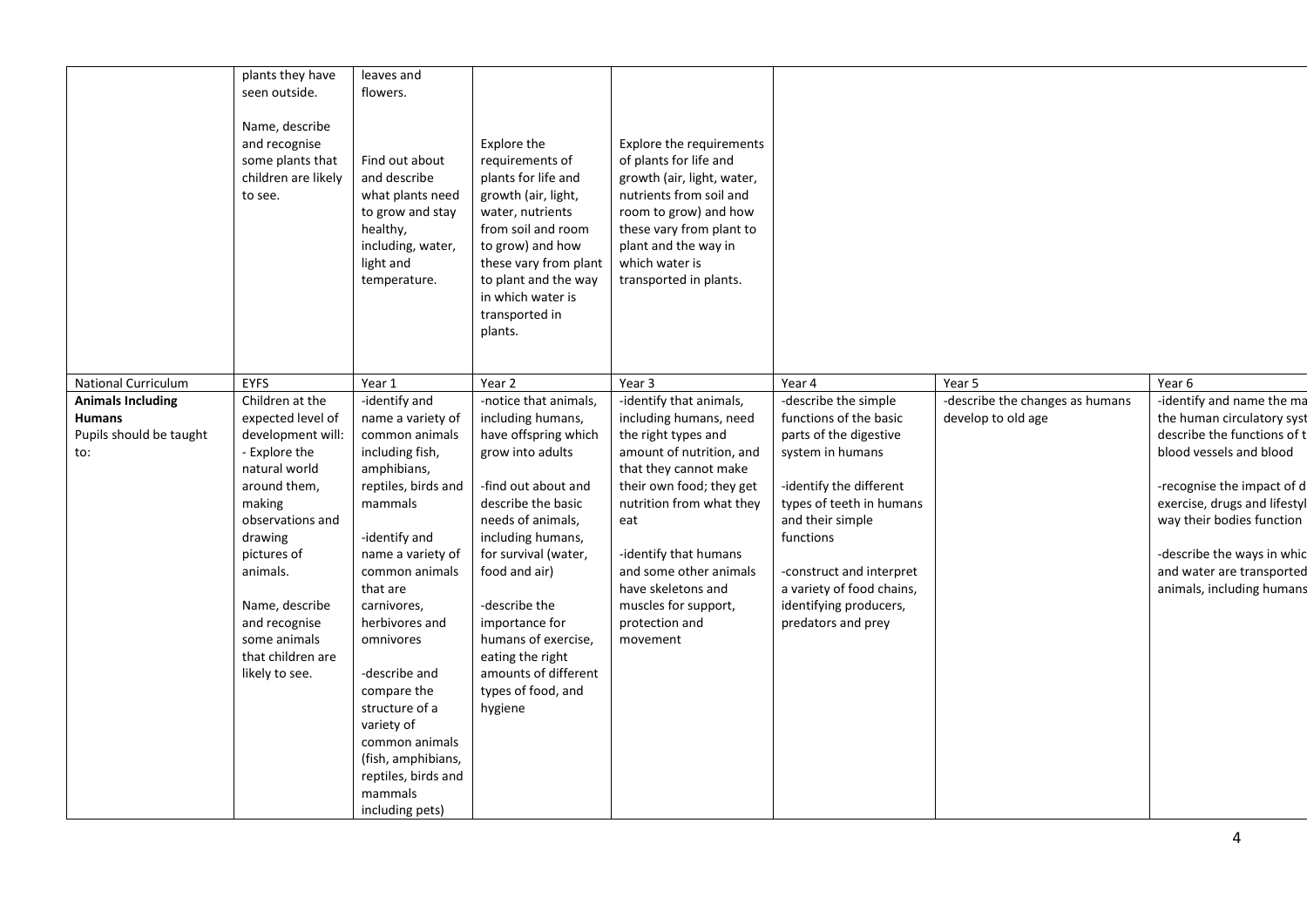| | | | | | | | |
|---|---|---|---|---|---|---|---|
| | plants they have seen outside.<br><br>Name, describe and recognise some plants that children are likely to see. | leaves and flowers.<br><br>Find out about and describe what plants need to grow and stay healthy, including, water, light and temperature. | Explore the requirements of plants for life and growth (air, light, water, nutrients from soil and room to grow) and how these vary from plant to plant and the way in which water is transported in plants. | Explore the requirements of plants for life and growth (air, light, water, nutrients from soil and room to grow) and how these vary from plant to plant and the way in which water is transported in plants. | | | |
| National Curriculum | EYFS | Year 1 | Year 2 | Year 3 | Year 4 | Year 5 | Year 6 |
| **Animals Including Humans**<br>Pupils should be taught to: | Children at the expected level of development will:<br>- Explore the natural world around them, making observations and drawing pictures of animals.<br><br>Name, describe and recognise some animals that children are likely to see. | -identify and name a variety of common animals including fish, amphibians, reptiles, birds and mammals<br><br>-identify and name a variety of common animals that are carnivores, herbivores and omnivores<br><br>-describe and compare the structure of a variety of common animals (fish, amphibians, reptiles, birds and mammals including pets) | -notice that animals, including humans, have offspring which grow into adults<br><br>-find out about and describe the basic needs of animals, including humans, for survival (water, food and air)<br><br>-describe the importance for humans of exercise, eating the right amounts of different types of food, and hygiene | -identify that animals, including humans, need the right types and amount of nutrition, and that they cannot make their own food; they get nutrition from what they eat<br><br>-identify that humans and some other animals have skeletons and muscles for support, protection and movement | -describe the simple functions of the basic parts of the digestive system in humans<br><br>-identify the different types of teeth in humans and their simple functions<br><br>-construct and interpret a variety of food chains, identifying producers, predators and prey | -describe the changes as humans develop to old age | -identify and name the ma the human circulatory syst describe the functions of t blood vessels and blood<br><br>-recognise the impact of d exercise, drugs and lifestyl way their bodies function<br><br>-describe the ways in whic and water are transported animals, including humans |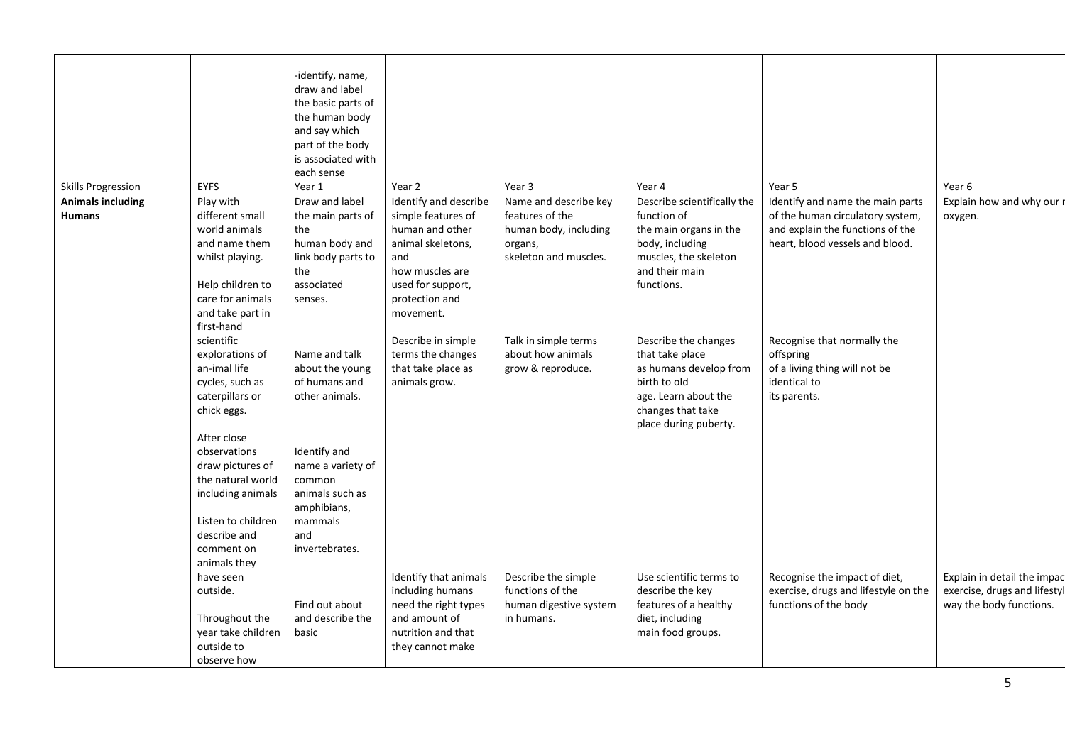|  |  | -identify, name, draw and label the basic parts of the human body and say which part of the body is associated with each sense |  |  |  |  |  |
|---|---|---|---|---|---|---|---|
| Skills Progression | EYFS | Year 1 | Year 2 | Year 3 | Year 4 | Year 5 | Year 6 |
| **Animals including Humans** | Play with different small world animals and name them whilst playing.<br><br>Help children to care for animals and take part in first-hand scientific explorations of an-imal life cycles, such as caterpillars or chick eggs.<br><br>After close observations draw pictures of the natural world including animals<br><br>Listen to children describe and comment on animals they have seen outside.<br><br>Throughout the year take children outside to observe how | Draw and label the main parts of the human body and link body parts to the associated senses.<br><br>Name and talk about the young of humans and other animals.<br><br>Identify and name a variety of common animals such as amphibians, mammals and invertebrates.<br><br>Find out about and describe the basic | Identify and describe simple features of human and other animal skeletons, and how muscles are used for support, protection and movement.<br><br>Describe in simple terms the changes that take place as animals grow.<br><br>Identify that animals including humans need the right types and amount of nutrition and that they cannot make | Name and describe key features of the human body, including organs, skeleton and muscles.<br><br>Talk in simple terms about how animals grow & reproduce.<br><br>Describe the simple functions of the human digestive system in humans. | Describe scientifically the function of the main organs in the body, including muscles, the skeleton and their main functions.<br><br>Describe the changes that take place as humans develop from birth to old age. Learn about the changes that take place during puberty.<br><br>Use scientific terms to describe the key features of a healthy diet, including main food groups. | Identify and name the main parts of the human circulatory system, and explain the functions of the heart, blood vessels and blood.<br><br>Recognise that normally the offspring of a living thing will not be identical to its parents.<br><br>Recognise the impact of diet, exercise, drugs and lifestyle on the functions of the body | Explain how and why our r oxygen.<br><br>Explain in detail the impac exercise, drugs and lifestyl way the body functions. |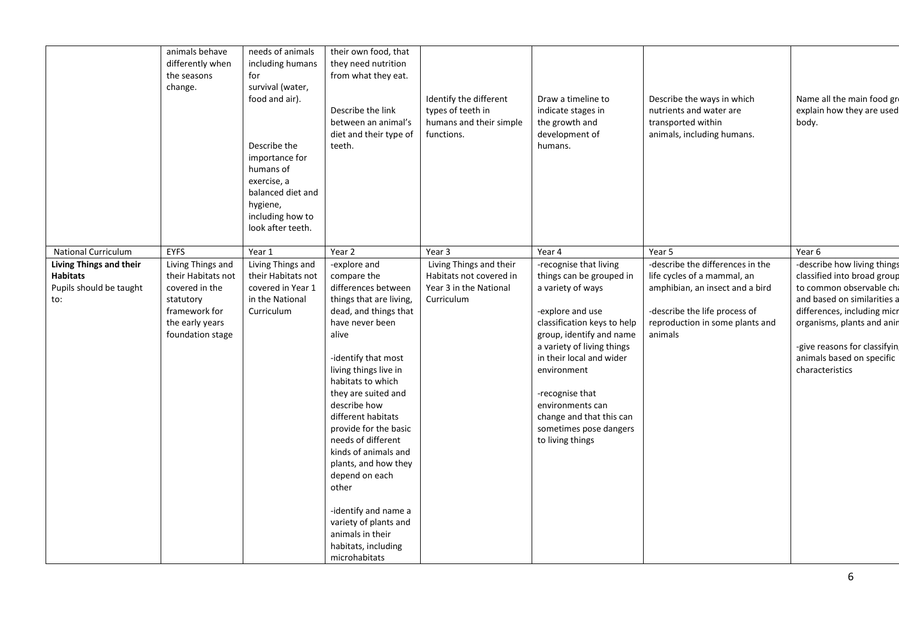| | | | | | | | |
|---|---|---|---|---|---|---|---|
| | animals behave differently when the seasons change. | needs of animals including humans for survival (water, food and air).<br><br>Describe the importance for humans of exercise, a balanced diet and hygiene, including how to look after teeth. | their own food, that they need nutrition from what they eat.<br><br>Describe the link between an animal's diet and their type of teeth. | Identify the different types of teeth in humans and their simple functions. | Draw a timeline to indicate stages in the growth and development of humans. | Describe the ways in which nutrients and water are transported within animals, including humans. | Name all the main food gr explain how they are used body. |
| National Curriculum | EYFS | Year 1 | Year 2 | Year 3 | Year 4 | Year 5 | Year 6 |
| **Living Things and their Habitats**<br>Pupils should be taught to: | Living Things and their Habitats not covered in the statutory framework for the early years foundation stage | Living Things and their Habitats not covered in Year 1 in the National Curriculum | -explore and compare the differences between things that are living, dead, and things that have never been alive<br><br>-identify that most living things live in habitats to which they are suited and describe how different habitats provide for the basic needs of different kinds of animals and plants, and how they depend on each other<br><br>-identify and name a variety of plants and animals in their habitats, including microhabitats | Living Things and their Habitats not covered in Year 3 in the National Curriculum | -recognise that living things can be grouped in a variety of ways<br><br>-explore and use classification keys to help group, identify and name a variety of living things in their local and wider environment<br><br>-recognise that environments can change and that this can sometimes pose dangers to living things | -describe the differences in the life cycles of a mammal, an amphibian, an insect and a bird<br><br>-describe the life process of reproduction in some plants and animals | -describe how living things classified into broad group to common observable ch and based on similarities a differences, including micr organisms, plants and anin<br><br>-give reasons for classifyin animals based on specific characteristics |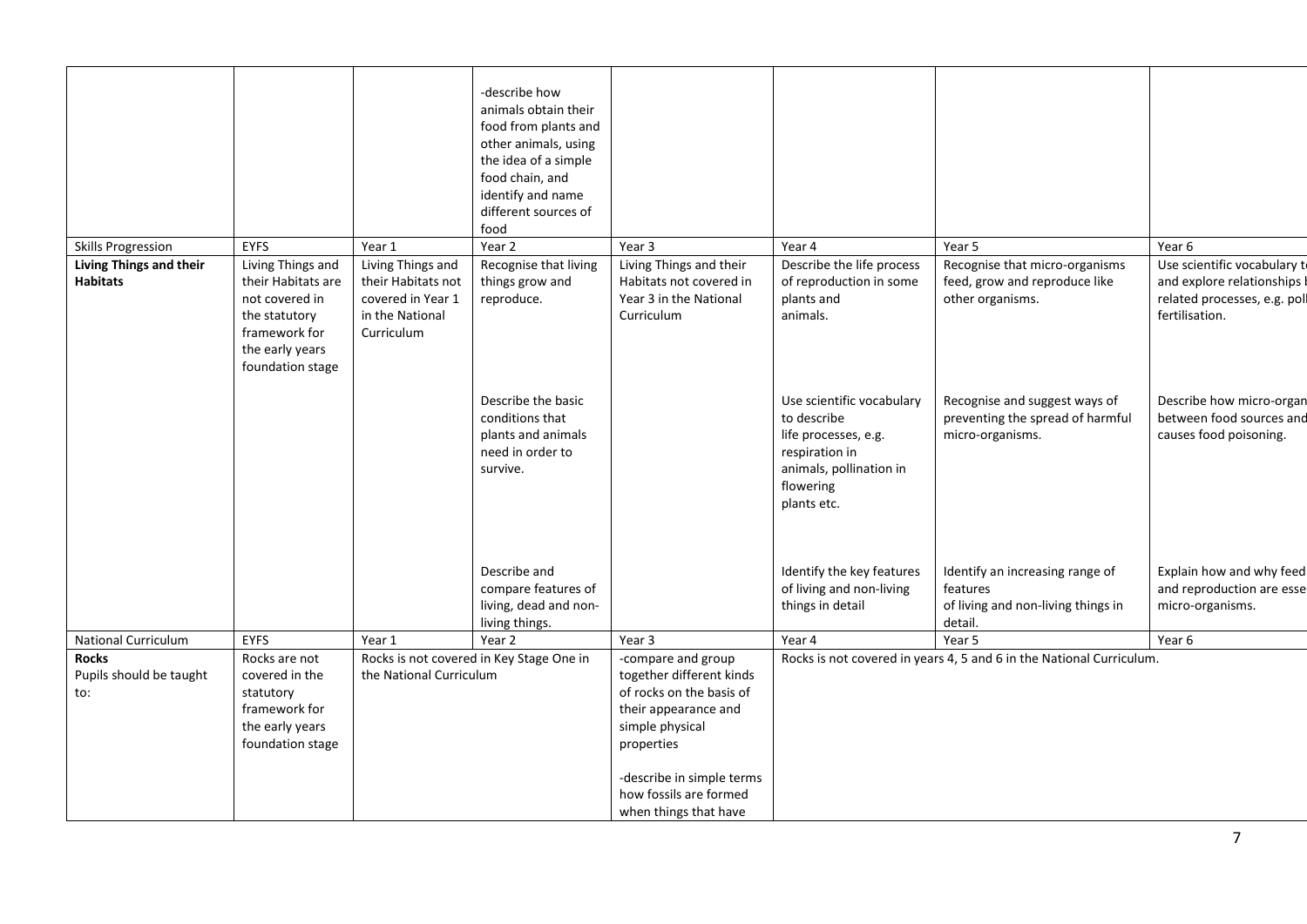| | | | | | | | |
|---|---|---|---|---|---|---|---|
| | | | -describe how animals obtain their food from plants and other animals, using the idea of a simple food chain, and identify and name different sources of food | | | | |
| Skills Progression | EYFS | Year 1 | Year 2 | Year 3 | Year 4 | Year 5 | Year 6 |
| **Living Things and their Habitats** | Living Things and their Habitats are not covered in the statutory framework for the early years foundation stage | Living Things and their Habitats not covered in Year 1 in the National Curriculum | Recognise that living things grow and reproduce. | Living Things and their Habitats not covered in Year 3 in the National Curriculum | Describe the life process of reproduction in some plants and animals. | Recognise that micro-organisms feed, grow and reproduce like other organisms. | Use scientific vocabulary t and explore relationships I related processes, e.g. poll fertilisation. |
| | | | Describe the basic conditions that plants and animals need in order to survive. | | Use scientific vocabulary to describe life processes, e.g. respiration in animals, pollination in flowering plants etc. | Recognise and suggest ways of preventing the spread of harmful micro-organisms. | Describe how micro-organ between food sources and causes food poisoning. |
| | | | Describe and compare features of living, dead and non-living things. | | Identify the key features of living and non-living things in detail | Identify an increasing range of features of living and non-living things in detail. | Explain how and why feed and reproduction are esse micro-organisms. |
| National Curriculum | EYFS | Year 1 | Year 2 | Year 3 | Year 4 | Year 5 | Year 6 |
| **Rocks** Pupils should be taught to: | Rocks are not covered in the statutory framework for the early years foundation stage | Rocks is not covered in Key Stage One in the National Curriculum | | -compare and group together different kinds of rocks on the basis of their appearance and simple physical properties<br><br>-describe in simple terms how fossils are formed when things that have | Rocks is not covered in years 4, 5 and 6 in the National Curriculum. | | |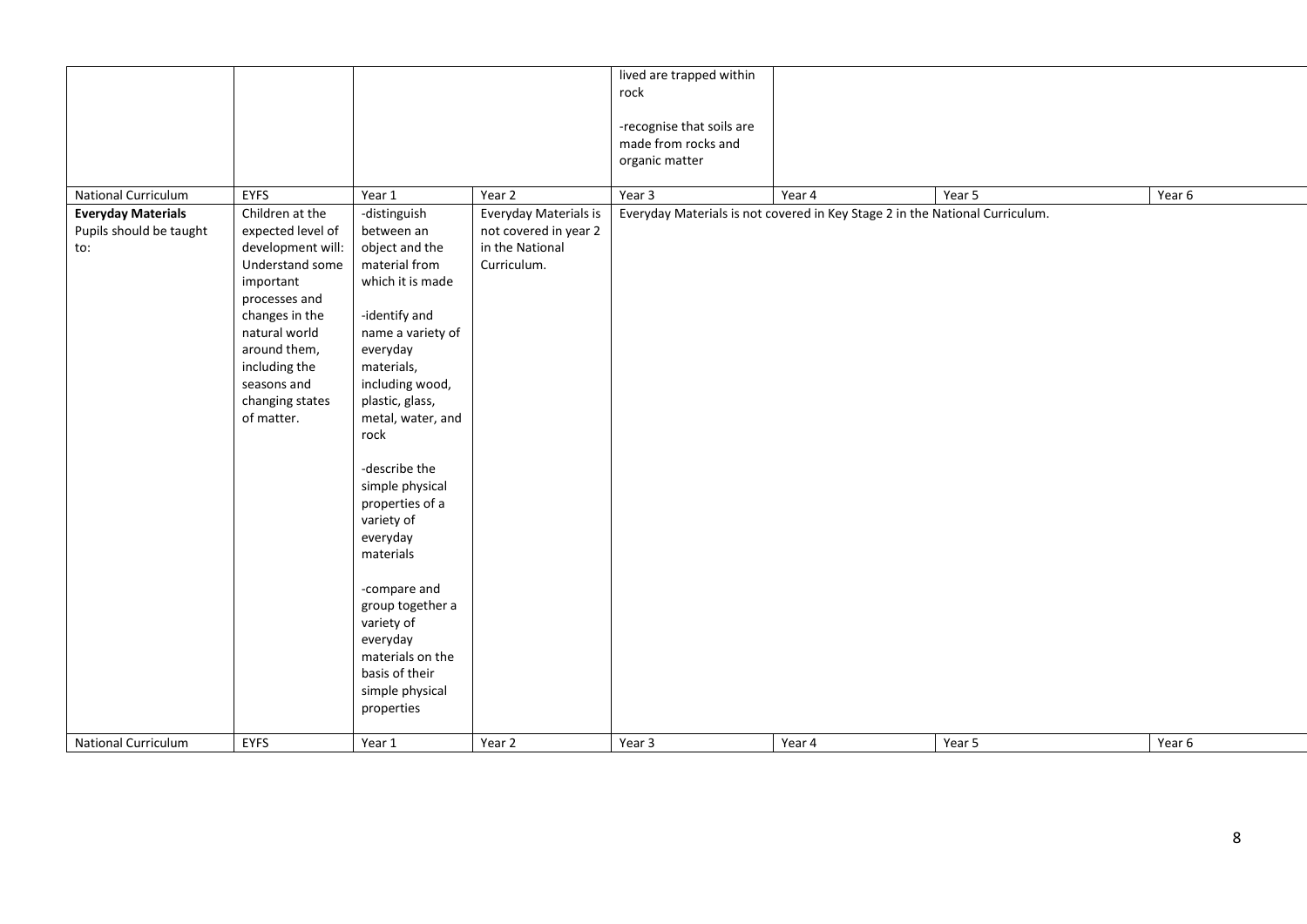| | | | | lived are trapped within rock<br><br>-recognise that soils are made from rocks and organic matter | | | |
|---|---|---|---|---|---|---|---|
| National Curriculum | EYFS | Year 1 | Year 2 | Year 3 | Year 4 | Year 5 | Year 6 |
| **Everyday Materials**<br>Pupils should be taught to: | Children at the expected level of development will: Understand some important processes and changes in the natural world around them, including the seasons and changing states of matter. | -distinguish between an object and the material from which it is made<br><br>-identify and name a variety of everyday materials, including wood, plastic, glass, metal, water, and rock<br><br>-describe the simple physical properties of a variety of everyday materials<br><br>-compare and group together a variety of everyday materials on the basis of their simple physical properties | Everyday Materials is not covered in year 2 in the National Curriculum. | Everyday Materials is not covered in Key Stage 2 in the National Curriculum. | | | |
| National Curriculum | EYFS | Year 1 | Year 2 | Year 3 | Year 4 | Year 5 | Year 6 |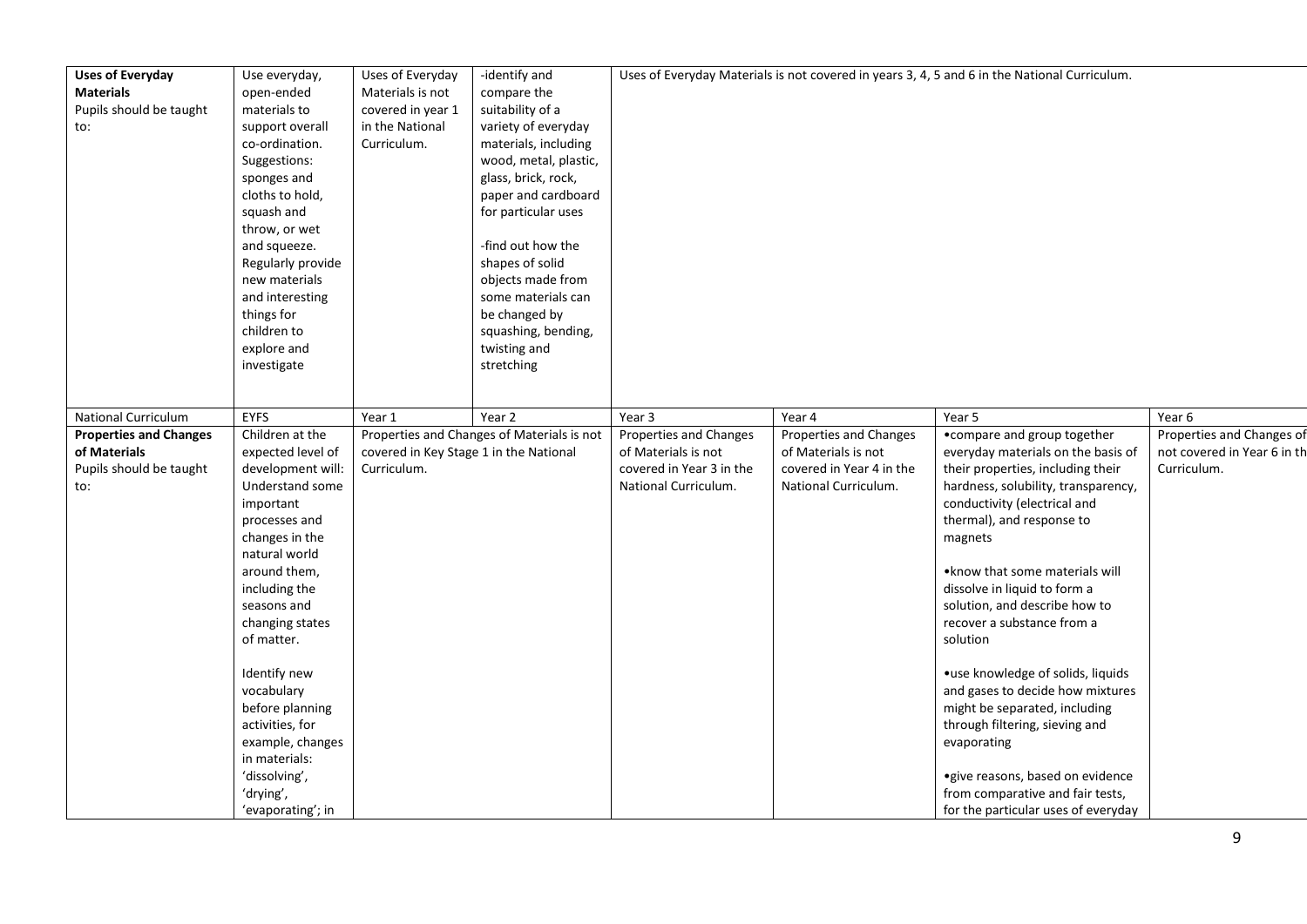| **Uses of Everyday Materials** Pupils should be taught to: | Use everyday, open-ended materials to support overall co-ordination. Suggestions: sponges and cloths to hold, squash and throw, or wet and squeeze. Regularly provide new materials and interesting things for children to explore and investigate | Uses of Everyday Materials is not covered in year 1 in the National Curriculum. | -identify and compare the suitability of a variety of everyday materials, including wood, metal, plastic, glass, brick, rock, paper and cardboard for particular uses<br><br>-find out how the shapes of solid objects made from some materials can be changed by squashing, bending, twisting and stretching | Uses of Everyday Materials is not covered in years 3, 4, 5 and 6 in the National Curriculum. | | | |
|---|---|---|---|---|---|---|---|
| National Curriculum | EYFS | Year 1 | Year 2 | Year 3 | Year 4 | Year 5 | Year 6 |
| **Properties and Changes of Materials** Pupils should be taught to: | Children at the expected level of development will: Understand some important processes and changes in the natural world around them, including the seasons and changing states of matter.<br><br>Identify new vocabulary before planning activities, for example, changes in materials: 'dissolving', 'drying', 'evaporating'; in | Properties and Changes of Materials is not covered in Key Stage 1 in the National Curriculum. | | Properties and Changes of Materials is not covered in Year 3 in the National Curriculum. | Properties and Changes of Materials is not covered in Year 4 in the National Curriculum. | •compare and group together everyday materials on the basis of their properties, including their hardness, solubility, transparency, conductivity (electrical and thermal), and response to magnets<br><br>•know that some materials will dissolve in liquid to form a solution, and describe how to recover a substance from a solution<br><br>•use knowledge of solids, liquids and gases to decide how mixtures might be separated, including through filtering, sieving and evaporating<br><br>•give reasons, based on evidence from comparative and fair tests, for the particular uses of everyday | Properties and Changes of not covered in Year 6 in th Curriculum. |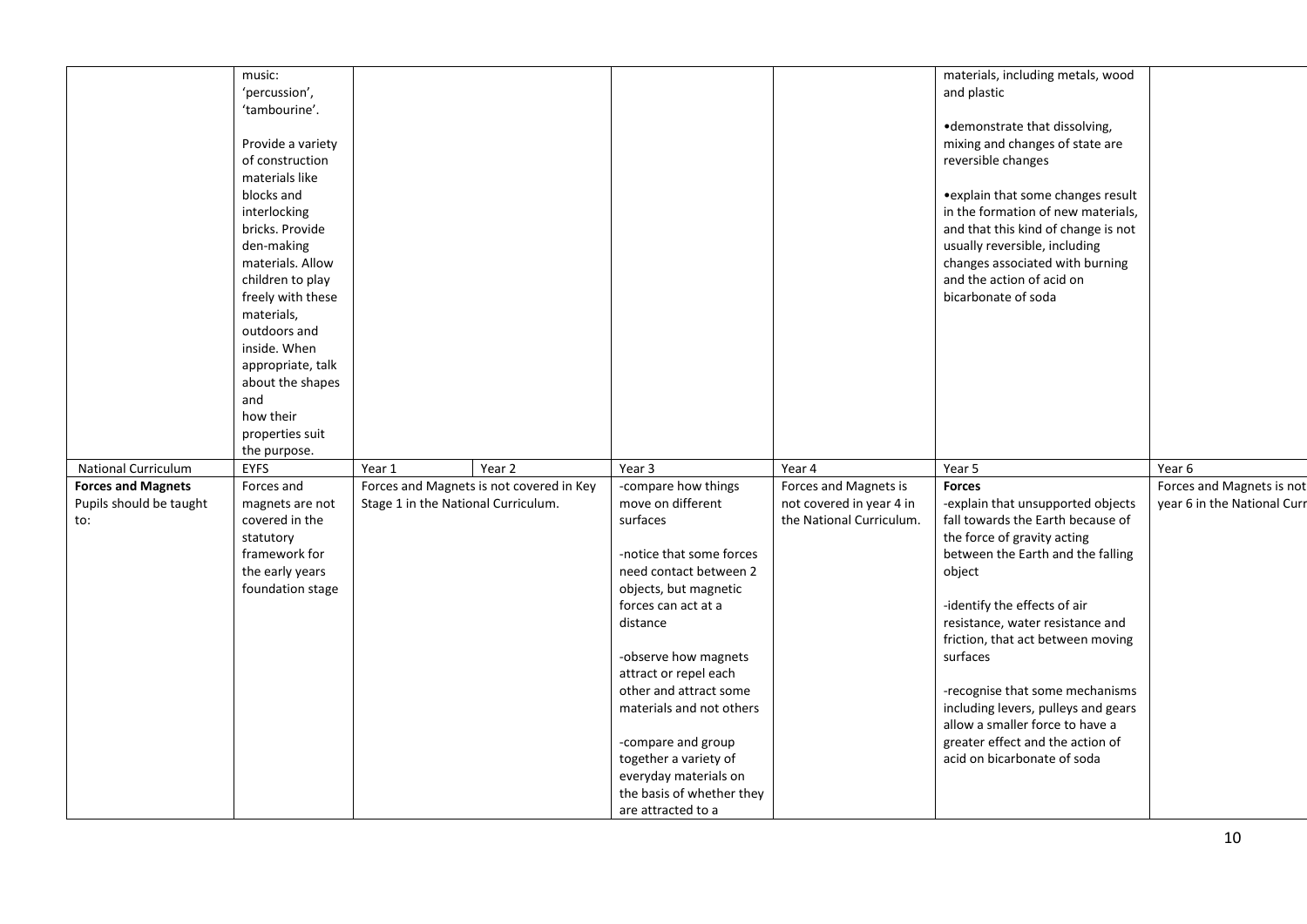|  | music: 'percussion', 'tambourine'.<br><br>Provide a variety of construction materials like blocks and interlocking bricks. Provide den-making materials. Allow children to play freely with these materials, outdoors and inside. When appropriate, talk about the shapes and how their properties suit the purpose. |  |  |  |  | materials, including metals, wood and plastic<br><br>•demonstrate that dissolving, mixing and changes of state are reversible changes<br><br>•explain that some changes result in the formation of new materials, and that this kind of change is not usually reversible, including changes associated with burning and the action of acid on bicarbonate of soda |  |
|---|---|---|---|---|---|---|---|
| National Curriculum | EYFS | Year 1 | Year 2 | Year 3 | Year 4 | Year 5 | Year 6 |
| **Forces and Magnets**<br>Pupils should be taught to: | Forces and magnets are not covered in the statutory framework for the early years foundation stage | Forces and Magnets is not covered in Key Stage 1 in the National Curriculum. |  | -compare how things move on different surfaces<br><br>-notice that some forces need contact between 2 objects, but magnetic forces can act at a distance<br><br>-observe how magnets attract or repel each other and attract some materials and not others<br><br>-compare and group together a variety of everyday materials on the basis of whether they are attracted to a | Forces and Magnets is not covered in year 4 in the National Curriculum. | **Forces**<br>-explain that unsupported objects fall towards the Earth because of the force of gravity acting between the Earth and the falling object<br><br>-identify the effects of air resistance, water resistance and friction, that act between moving surfaces<br><br>-recognise that some mechanisms including levers, pulleys and gears allow a smaller force to have a greater effect and the action of acid on bicarbonate of soda | Forces and Magnets is not year 6 in the National Curr |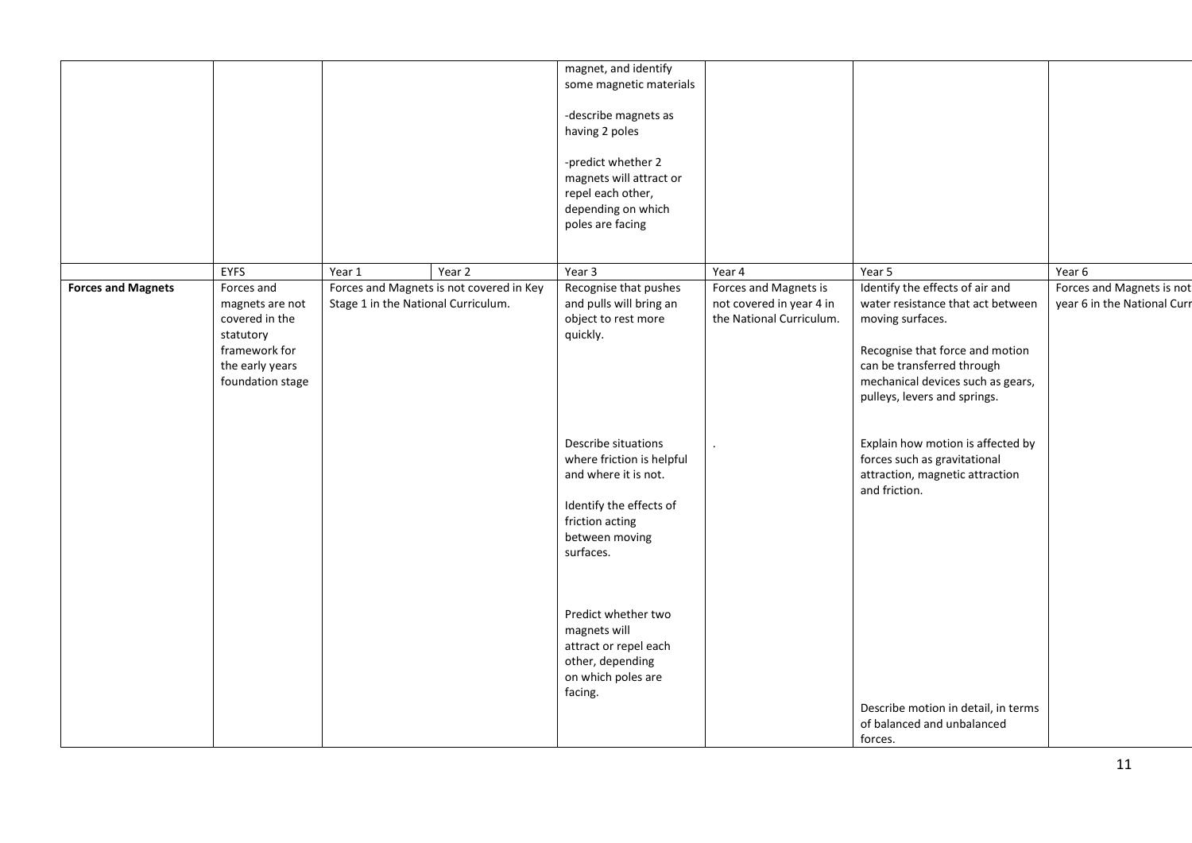| | | | | | | | |
|---|---|---|---|---|---|---|---|
| | | | | magnet, and identify some magnetic materials<br><br>-describe magnets as having 2 poles<br><br>-predict whether 2 magnets will attract or repel each other, depending on which poles are facing | | | |
| | EYFS | Year 1 | Year 2 | Year 3 | Year 4 | Year 5 | Year 6 |
| **Forces and Magnets** | Forces and magnets are not covered in the statutory framework for the early years foundation stage | Forces and Magnets is not covered in Key Stage 1 in the National Curriculum. | | Recognise that pushes and pulls will bring an object to rest more quickly.<br><br>Describe situations where friction is helpful and where it is not.<br><br>Identify the effects of friction acting between moving surfaces.<br><br>Predict whether two magnets will attract or repel each other, depending on which poles are facing. | Forces and Magnets is not covered in year 4 in the National Curriculum.<br><br>. | Identify the effects of air and water resistance that act between moving surfaces.<br><br>Recognise that force and motion can be transferred through mechanical devices such as gears, pulleys, levers and springs.<br><br>Explain how motion is affected by forces such as gravitational attraction, magnetic attraction and friction.<br><br>Describe motion in detail, in terms of balanced and unbalanced forces. | Forces and Magnets is not year 6 in the National Curr |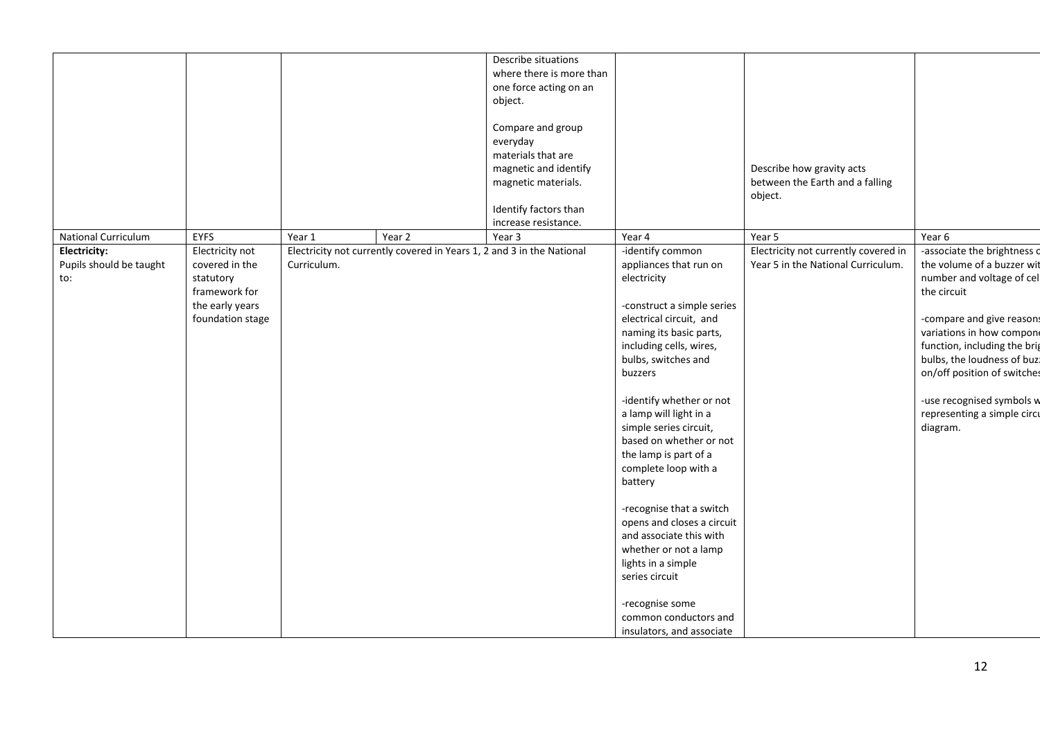| | | | | | | | |
|---|---|---|---|---|---|---|---|
| | | | | Describe situations where there is more than one force acting on an object.<br><br>Compare and group everyday materials that are magnetic and identify magnetic materials.<br><br>Identify factors than increase resistance. | | Describe how gravity acts between the Earth and a falling object. | |
| National Curriculum | EYFS | Year 1 | Year 2 | Year 3 | Year 4 | Year 5 | Year 6 |
| **Electricity:**<br>Pupils should be taught to: | Electricity not covered in the statutory framework for the early years foundation stage | Electricity not currently covered in Years 1, 2 and 3 in the National Curriculum. | | | -identify common appliances that run on electricity<br><br>-construct a simple series electrical circuit, and naming its basic parts, including cells, wires, bulbs, switches and buzzers<br><br>-identify whether or not a lamp will light in a simple series circuit, based on whether or not the lamp is part of a complete loop with a battery<br><br>-recognise that a switch opens and closes a circuit and associate this with whether or not a lamp lights in a simple series circuit<br><br>-recognise some common conductors and insulators, and associate | Electricity not currently covered in Year 5 in the National Curriculum. | -associate the brightness c the volume of a buzzer wit number and voltage of cel the circuit<br><br>-compare and give reason variations in how compon function, including the brig bulbs, the loudness of buz on/off position of switche<br><br>-use recognised symbols w representing a simple circu diagram. |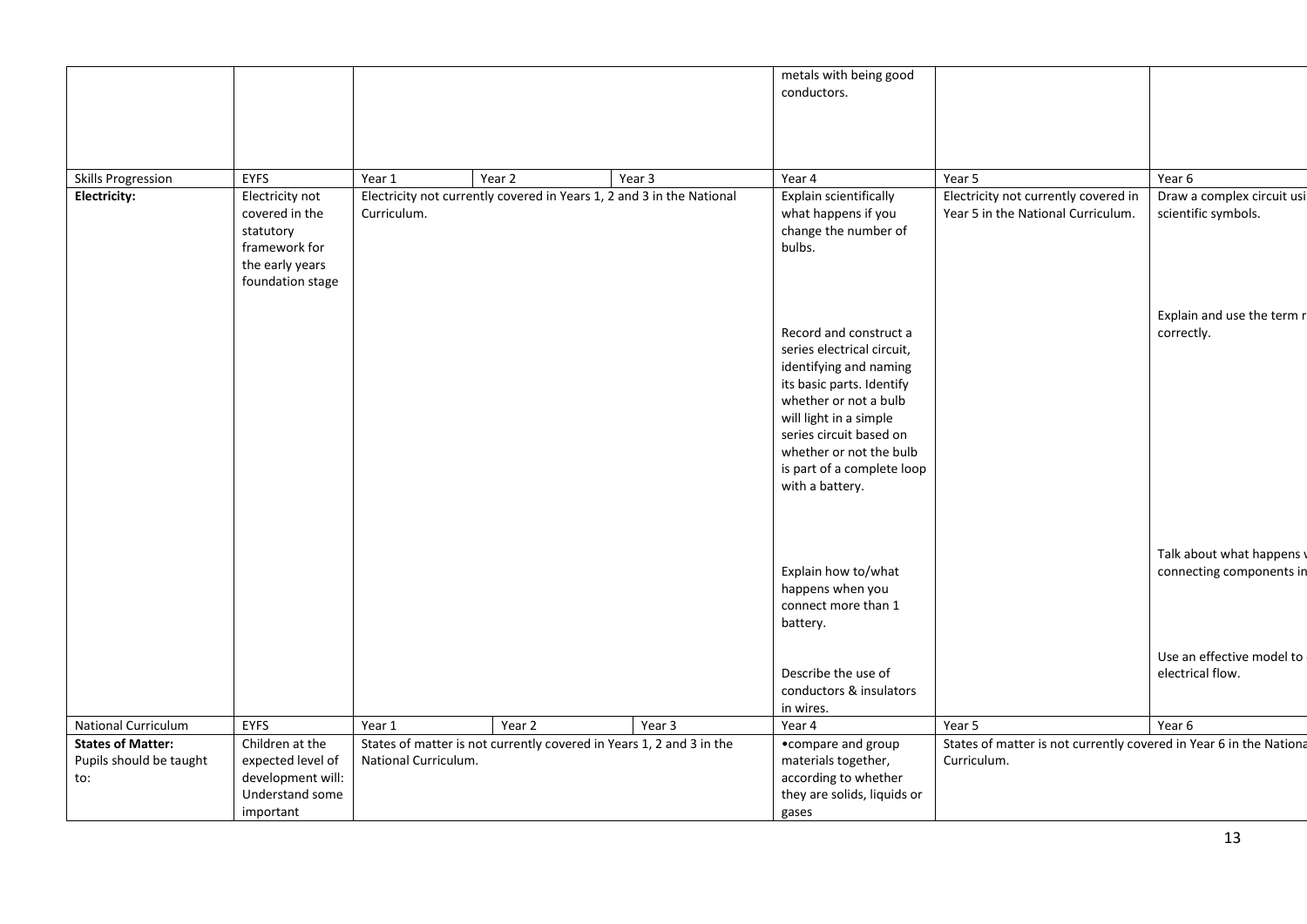| | | | | | | | |
|---|---|---|---|---|---|---|---|
| | | | | | metals with being good conductors. | | |
| Skills Progression | EYFS | Year 1 | Year 2 | Year 3 | Year 4 | Year 5 | Year 6 |
| **Electricity:** | Electricity not covered in the statutory framework for the early years foundation stage | Electricity not currently covered in Years 1, 2 and 3 in the National Curriculum. | | | Explain scientifically what happens if you change the number of bulbs. | Electricity not currently covered in Year 5 in the National Curriculum. | Draw a complex circuit usi scientific symbols. |
| | | | | | Record and construct a series electrical circuit, identifying and naming its basic parts. Identify whether or not a bulb will light in a simple series circuit based on whether or not the bulb is part of a complete loop with a battery. | | Explain and use the term r correctly. |
| | | | | | Explain how to/what happens when you connect more than 1 battery. | | Talk about what happens v connecting components in |
| | | | | | Describe the use of conductors & insulators in wires. | | Use an effective model to electrical flow. |
| National Curriculum | EYFS | Year 1 | Year 2 | Year 3 | Year 4 | Year 5 | Year 6 |
| **States of Matter:** Pupils should be taught to: | Children at the expected level of development will: Understand some important | States of matter is not currently covered in Years 1, 2 and 3 in the National Curriculum. | | | •compare and group materials together, according to whether they are solids, liquids or gases | States of matter is not currently covered in Year 6 in the Nationa Curriculum. | |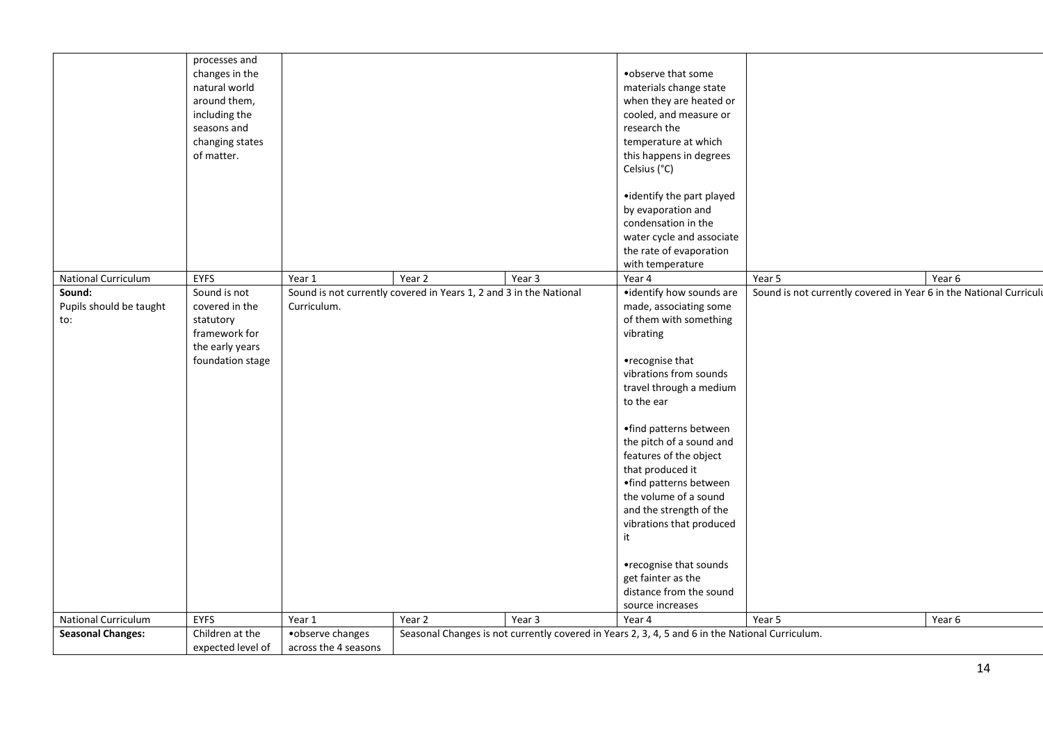| | | | | | | | |
|---|---|---|---|---|---|---|---|
| | processes and changes in the natural world around them, including the seasons and changing states of matter. | | | | •observe that some materials change state when they are heated or cooled, and measure or research the temperature at which this happens in degrees Celsius (°C)<br><br>•identify the part played by evaporation and condensation in the water cycle and associate the rate of evaporation with temperature | | |
| National Curriculum | EYFS | Year 1 | Year 2 | Year 3 | Year 4 | Year 5 | Year 6 |
| **Sound:**<br>Pupils should be taught to: | Sound is not covered in the statutory framework for the early years foundation stage | Sound is not currently covered in Years 1, 2 and 3 in the National Curriculum. | | | •identify how sounds are made, associating some of them with something vibrating<br><br>•recognise that vibrations from sounds travel through a medium to the ear<br><br>•find patterns between the pitch of a sound and features of the object that produced it<br>•find patterns between the volume of a sound and the strength of the vibrations that produced it<br><br>•recognise that sounds get fainter as the distance from the sound source increases | Sound is not currently covered in Year 6 in the National Curriculu | |
| National Curriculum | EYFS | Year 1 | Year 2 | Year 3 | Year 4 | Year 5 | Year 6 |
| **Seasonal Changes:** | Children at the expected level of | •observe changes across the 4 seasons | Seasonal Changes is not currently covered in Years 2, 3, 4, 5 and 6 in the National Curriculum. | | | | |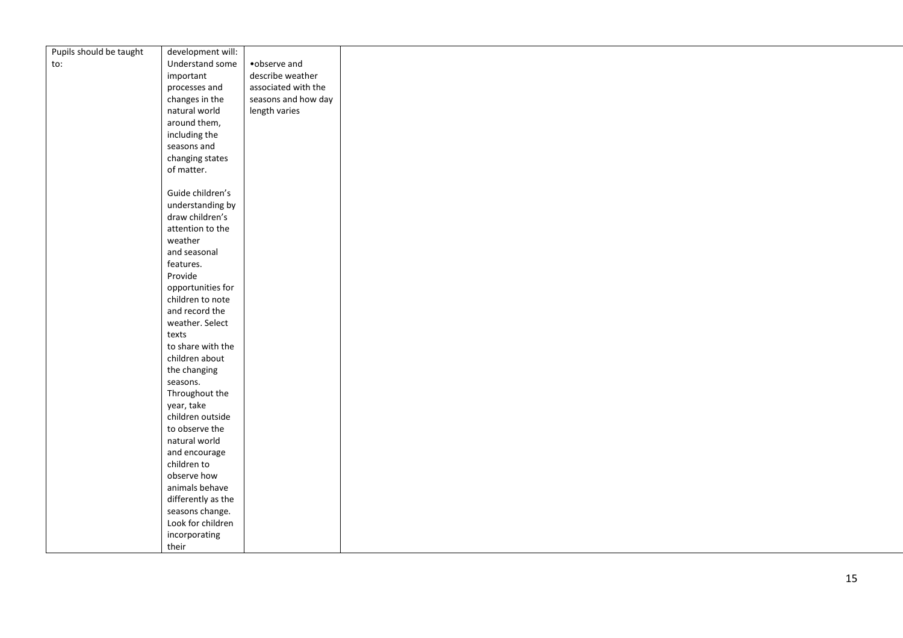| Pupils should be taught to: | development will: Understand some important processes and changes in the natural world around them, including the seasons and changing states of matter.<br><br>Guide children's understanding by draw children's attention to the weather and seasonal features. Provide opportunities for children to note and record the weather. Select texts to share with the children about the changing seasons. Throughout the year, take children outside to observe the natural world and encourage children to observe how animals behave differently as the seasons change. Look for children incorporating their | •observe and describe weather associated with the seasons and how day length varies | |
|---|---|---|---|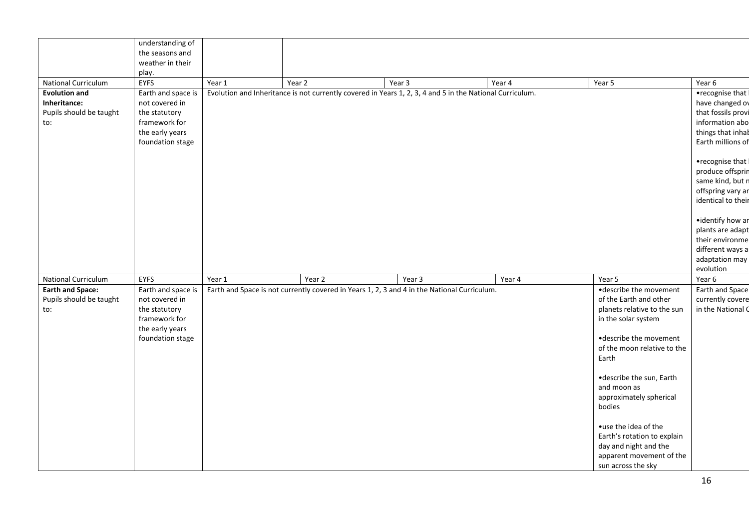|  | understanding of the seasons and weather in their play. |  |  |  |  |  |  |
|---|---|---|---|---|---|---|---|
| National Curriculum | EYFS | Year 1 | Year 2 | Year 3 | Year 4 | Year 5 | Year 6 |
| **Evolution and Inheritance:** Pupils should be taught to: | Earth and space is not covered in the statutory framework for the early years foundation stage | Evolution and Inheritance is not currently covered in Years 1, 2, 3, 4 and 5 in the National Curriculum. |  |  |  |  | •recognise that i have changed ov that fossils provi information abo things that inhal Earth millions of<br><br>•recognise that produce offsprin same kind, but n offspring vary ar identical to their<br><br>•identify how ar plants are adapt their environme different ways a adaptation may evolution |
| National Curriculum | EYFS | Year 1 | Year 2 | Year 3 | Year 4 | Year 5 | Year 6 |
| **Earth and Space:** Pupils should be taught to: | Earth and space is not covered in the statutory framework for the early years foundation stage | Earth and Space is not currently covered in Years 1, 2, 3 and 4 in the National Curriculum. |  |  |  | •describe the movement of the Earth and other planets relative to the sun in the solar system<br><br>•describe the movement of the moon relative to the Earth<br><br>•describe the sun, Earth and moon as approximately spherical bodies<br><br>•use the idea of the Earth's rotation to explain day and night and the apparent movement of the sun across the sky | Earth and Space currently covere in the National C |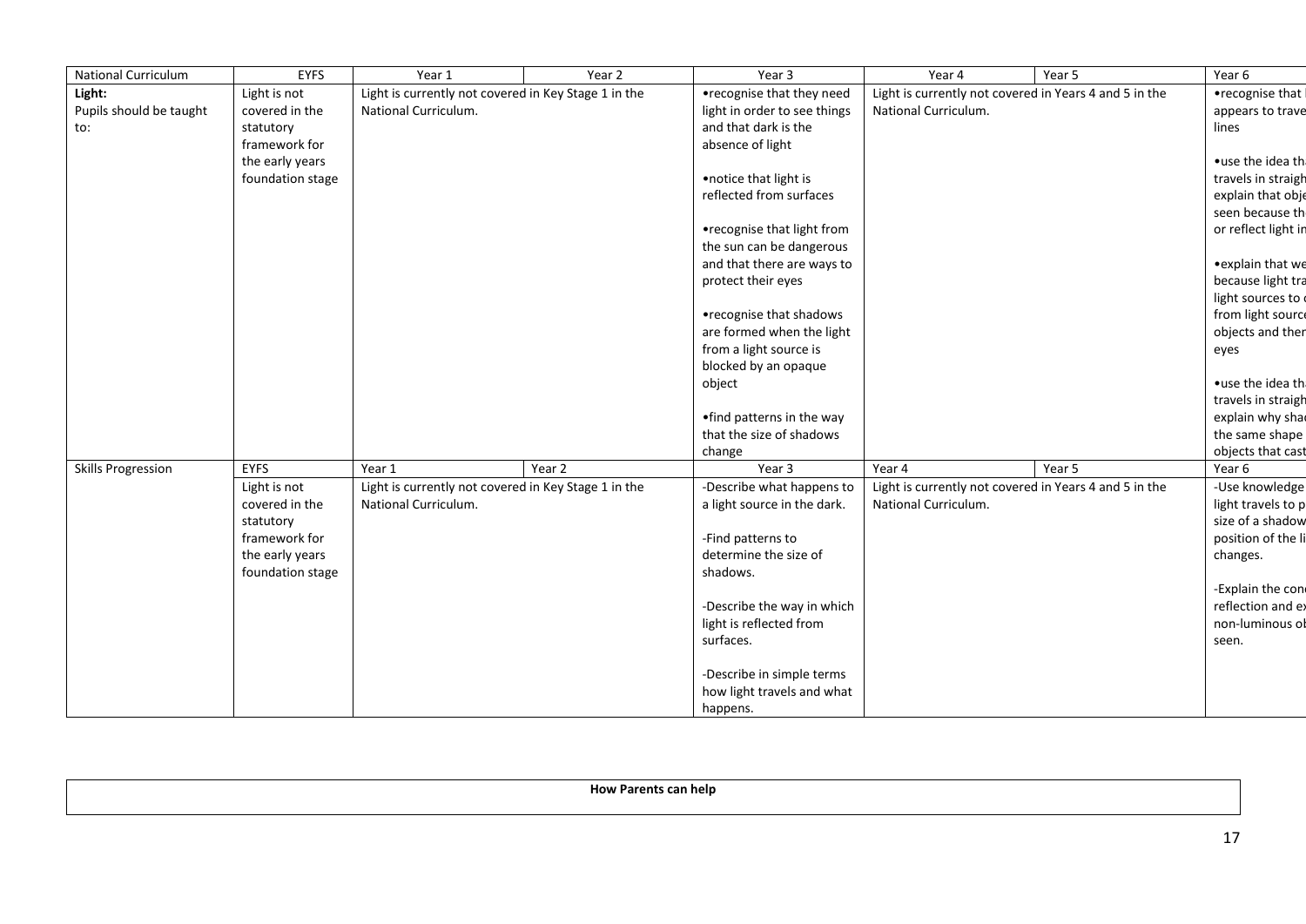| National Curriculum | EYFS | Year 1 | Year 2 | Year 3 | Year 4 | Year 5 | Year 6 |
|---|---|---|---|---|---|---|---|
| **Light:** Pupils should be taught to: | Light is not covered in the statutory framework for the early years foundation stage | Light is currently not covered in Key Stage 1 in the National Curriculum. | | •recognise that they need light in order to see things and that dark is the absence of light<br><br>•notice that light is reflected from surfaces<br><br>•recognise that light from the sun can be dangerous and that there are ways to protect their eyes<br><br>•recognise that shadows are formed when the light from a light source is blocked by an opaque object<br><br>•find patterns in the way that the size of shadows change | Light is currently not covered in Years 4 and 5 in the National Curriculum. | | •recognise that l appears to trave lines<br><br>•use the idea th travels in straigh explain that obje seen because th or reflect light in<br><br>•explain that we because light tra light sources to from light source objects and then eyes<br><br>•use the idea th travels in straigh explain why sha the same shape objects that cast |
| Skills Progression | EYFS | Year 1 | Year 2 | Year 3 | Year 4 | Year 5 | Year 6 |
| | Light is not covered in the statutory framework for the early years foundation stage | Light is currently not covered in Key Stage 1 in the National Curriculum. | | -Describe what happens to a light source in the dark.<br><br>-Find patterns to determine the size of shadows.<br><br>-Describe the way in which light is reflected from surfaces.<br><br>-Describe in simple terms how light travels and what happens. | Light is currently not covered in Years 4 and 5 in the National Curriculum. | | -Use knowledge light travels to p size of a shadow position of the li changes.<br><br>-Explain the con reflection and ex non-luminous ob seen. |

| **How Parents can help** |
|---|
| |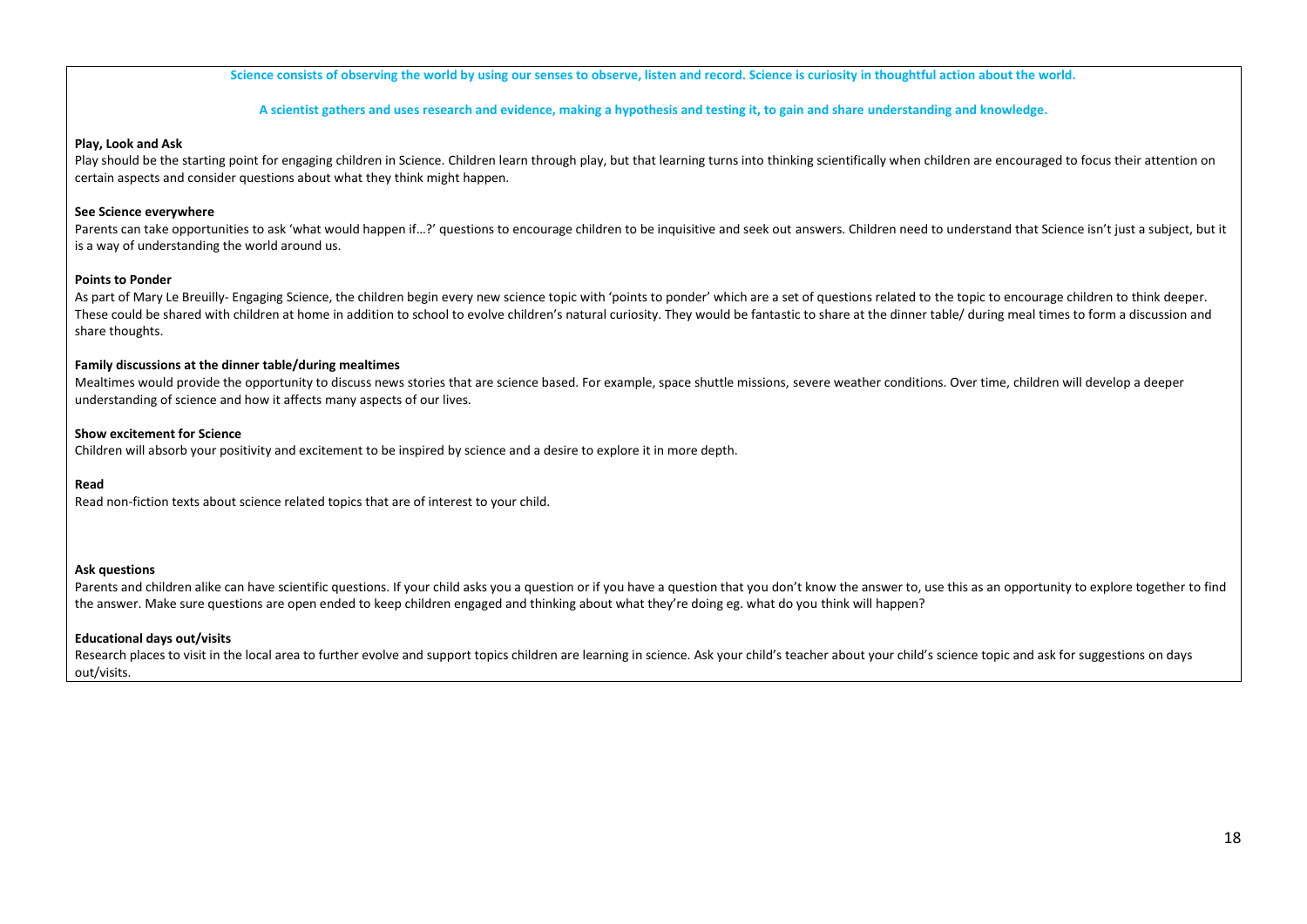**Science consists of observing the world by using our senses to observe, listen and record. Science is curiosity in thoughtful action about the world.**

**A scientist gathers and uses research and evidence, making a hypothesis and testing it, to gain and share understanding and knowledge.**

**Play, Look and Ask**

Play should be the starting point for engaging children in Science. Children learn through play, but that learning turns into thinking scientifically when children are encouraged to focus their attention on certain aspects and consider questions about what they think might happen.

**See Science everywhere**

Parents can take opportunities to ask 'what would happen if…?' questions to encourage children to be inquisitive and seek out answers. Children need to understand that Science isn't just a subject, but it is a way of understanding the world around us.

**Points to Ponder**

As part of Mary Le Breuilly- Engaging Science, the children begin every new science topic with 'points to ponder' which are a set of questions related to the topic to encourage children to think deeper. These could be shared with children at home in addition to school to evolve children's natural curiosity. They would be fantastic to share at the dinner table/ during meal times to form a discussion and share thoughts.

**Family discussions at the dinner table/during mealtimes**

Mealtimes would provide the opportunity to discuss news stories that are science based. For example, space shuttle missions, severe weather conditions. Over time, children will develop a deeper understanding of science and how it affects many aspects of our lives.

**Show excitement for Science**

Children will absorb your positivity and excitement to be inspired by science and a desire to explore it in more depth.

**Read**

Read non-fiction texts about science related topics that are of interest to your child.

**Ask questions**

Parents and children alike can have scientific questions. If your child asks you a question or if you have a question that you don't know the answer to, use this as an opportunity to explore together to find the answer. Make sure questions are open ended to keep children engaged and thinking about what they're doing eg. what do you think will happen?

**Educational days out/visits**

Research places to visit in the local area to further evolve and support topics children are learning in science. Ask your child's teacher about your child's science topic and ask for suggestions on days out/visits.